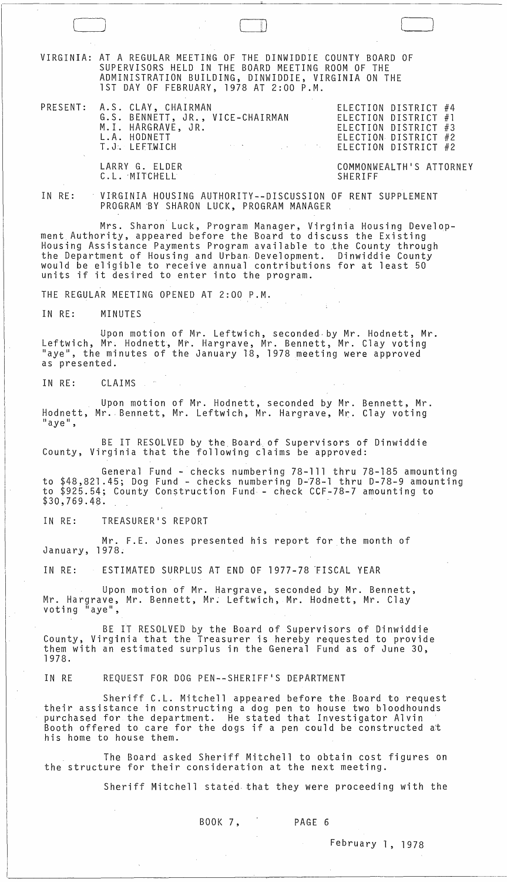VIRGINIA: AT A REGULAR MEETING OF THE DINWIDDIE COUNTY BOARD OF SUPERVISORS HELD IN THE BOARD MEETING ROOM OF THE ADMINISTRATION BUILDING, DINWIDDIE, VIRGINIA ON THE 1ST DAY OF FEBRUARY, 1978 AT 2:00 P.M.

| PRESENT: | | |
|---|---|---|
| | A.S. CLAY, CHAIRMAN | ELECTION DISTRICT #4 |
| | G.S. BENNETT, JR., VICE-CHAIRMAN | ELECTION DISTRICT #1 |
| | M.I. HARGRAVE, JR. | ELECTION DISTRICT #3 |
| | L.A. HODNETT | ELECTION DISTRICT #2 |
| | T.J. LEFTWICH | ELECTION DISTRICT #2 |
| | LARRY G. ELDER | COMMONWEALTH'S ATTORNEY |
| | C.L. MITCHELL | SHERIFF |

IN RE: VIRGINIA HOUSING AUTHORITY--DISCUSSION OF RENT SUPPLEMENT PROGRAM BY SHARON LUCK, PROGRAM MANAGER

Mrs. Sharon Luck, Program Manager, Virginia Housing Development Authority, appeared before the Board to discuss the Existing Housing Assistance Payments Program available to the County through the Department of Housing and Urban Development. Dinwiddie County would be eligible to receive annual contributions for at least 50 units if it desired to enter into the program.

THE REGULAR MEETING OPENED AT 2:00 P.M.

IN RE: MINUTES

Upon motion of Mr. Leftwich, seconded by Mr. Hodnett, Mr. Leftwich, Mr. Hodnett, Mr. Hargrave, Mr. Bennett, Mr. Clay voting "aye", the minutes of the January 18, 1978 meeting were approved as presented.

IN RE: CLAIMS

Upon motion of Mr. Hodnett, seconded by Mr. Bennett, Mr. Hodnett, Mr. Bennett, Mr. Leftwich, Mr. Hargrave, Mr. Clay voting "aye",

BE IT RESOLVED by the Board of Supervisors of Dinwiddie County, Virginia that the following claims be approved:

General Fund - checks numbering 78-111 thru 78-185 amounting to $48,821.45; Dog Fund - checks numbering D-78-1 thru D-78-9 amounting to $925.54; County Construction Fund - check CCF-78-7 amounting to $30,769.48.

IN RE: TREASURER'S REPORT

Mr. F.E. Jones presented his report for the month of January, 1978.

IN RE: ESTIMATED SURPLUS AT END OF 1977-78 FISCAL YEAR

Upon motion of Mr. Hargrave, seconded by Mr. Bennett, Mr. Hargrave, Mr. Bennett, Mr. Leftwich, Mr. Hodnett, Mr. Clay voting "aye",

BE IT RESOLVED by the Board of Supervisors of Dinwiddie County, Virginia that the Treasurer is hereby requested to provide them with an estimated surplus in the General Fund as of June 30, 1978.

IN RE REQUEST FOR DOG PEN--SHERIFF'S DEPARTMENT

Sheriff C.L. Mitchell appeared before the Board to request their assistance in constructing a dog pen to house two bloodhounds purchased for the department. He stated that Investigator Alvin Booth offered to care for the dogs if a pen could be constructed at his home to house them.

The Board asked Sheriff Mitchell to obtain cost figures on the structure for their consideration at the next meeting.

Sheriff Mitchell stated that they were proceeding with the

BOOK 7, PAGE 6

February 1, 1978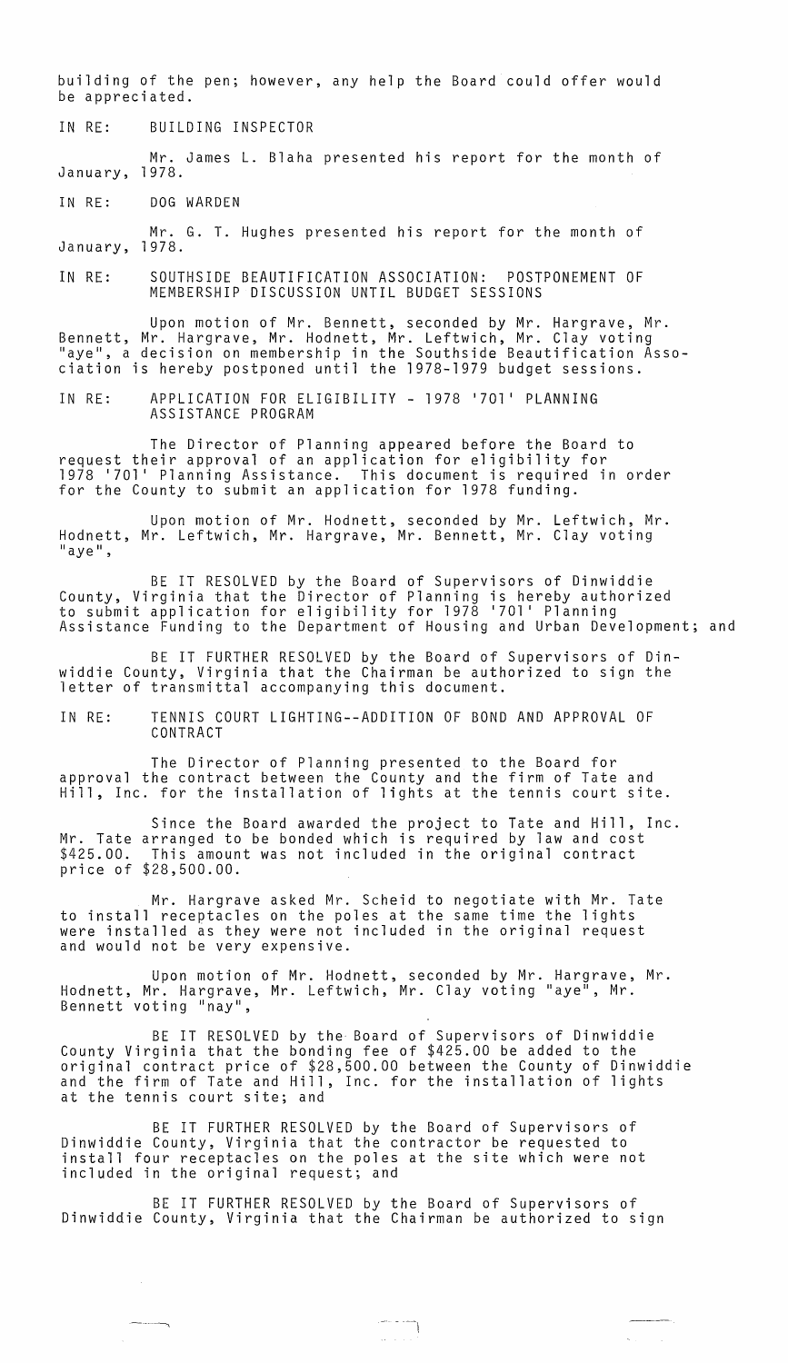building of the pen; however, any help the Board could offer would be appreciated.

IN RE: BUILDING INSPECTOR

Mr. James L. Blaha presented his report for the month of January, 1978.

IN RE: DOG WARDEN

Mr. G. T. Hughes presented his report for the month of January, 1978.

IN RE: SOUTHSIDE BEAUTIFICATION ASSOCIATION: POSTPONEMENT OF MEMBERSHIP DISCUSSION UNTIL BUDGET SESSIONS

Upon motion of Mr. Bennett, seconded by Mr. Hargrave, Mr. Bennett, Mr. Hargrave, Mr. Hodnett, Mr. Leftwich, Mr. Clay voting "aye", a decision on membership in the Southside Beautification Association is hereby postponed until the 1978-1979 budget sessions.

IN RE: APPLICATION FOR ELIGIBILITY - 1978 '701' PLANNING ASSISTANCE PROGRAM

The Director of Planning appeared before the Board to request their approval of an application for eligibility for 1978 '701' Planning Assistance. This document is required in order for the County to submit an application for 1978 funding.

Upon motion of Mr. Hodnett, seconded by Mr. Leftwich, Mr. Hodnett, Mr. Leftwich, Mr. Hargrave, Mr. Bennett, Mr. Clay voting "aye",

BE IT RESOLVED by the Board of Supervisors of Dinwiddie County, Virginia that the Director of Planning is hereby authorized to submit application for eligibility for 1978 '701' Planning Assistance Funding to the Department of Housing and Urban Development; and

BE IT FURTHER RESOLVED by the Board of Supervisors of Dinwiddie County, Virginia that the Chairman be authorized to sign the letter of transmittal accompanying this document.

IN RE: TENNIS COURT LIGHTING--ADDITION OF BOND AND APPROVAL OF CONTRACT

The Director of Planning presented to the Board for approval the contract between the County and the firm of Tate and Hill, Inc. for the installation of lights at the tennis court site.

Since the Board awarded the project to Tate and Hill, Inc. Mr. Tate arranged to be bonded which is required by law and cost \$425.00. This amount was not included in the original contract price of \$28,500.00.

Mr. Hargrave asked Mr. Scheid to negotiate with Mr. Tate to install receptacles on the poles at the same time the lights were installed as they were not included in the original request and would not be very expensive.

Upon motion of Mr. Hodnett, seconded by Mr. Hargrave, Mr. Hodnett, Mr. Hargrave, Mr. Leftwich, Mr. Clay voting "aye", Mr. Bennett voting "nay",

BE IT RESOLVED by the Board of Supervisors of Dinwiddie County Virginia that the bonding fee of \$425.00 be added to the original contract price of \$28,500.00 between the County of Dinwiddie and the firm of Tate and Hill, Inc. for the installation of lights at the tennis court site; and

BE IT FURTHER RESOLVED by the Board of Supervisors of Dinwiddie County, Virginia that the contractor be requested to install four receptacles on the poles at the site which were not included in the original request; and

BE IT FURTHER RESOLVED by the Board of Supervisors of Dinwiddie County, Virginia that the Chairman be authorized to sign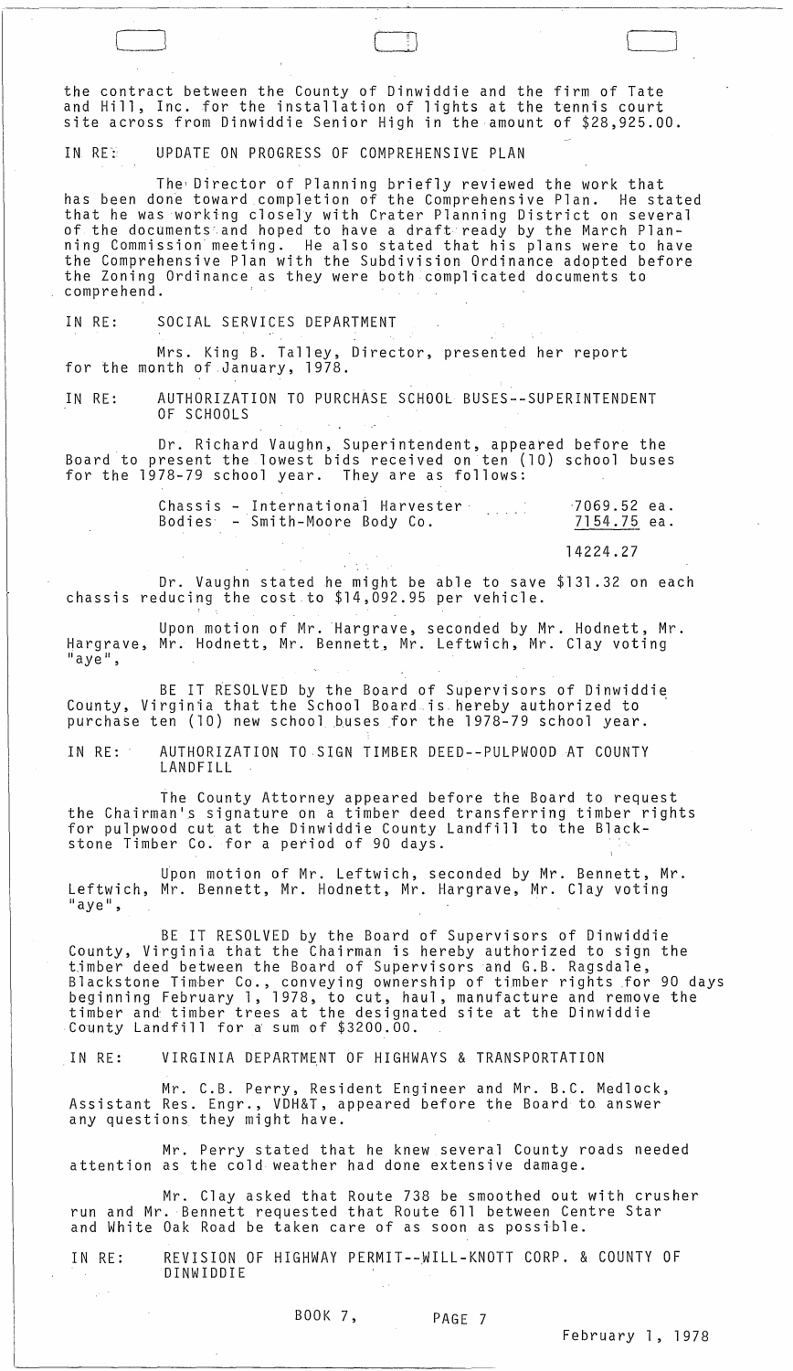the contract between the County of Dinwiddie and the firm of Tate and Hill, Inc. for the installation of lights at the tennis court site across from Dinwiddie Senior High in the amount of $28,925.00.

IN RE: UPDATE ON PROGRESS OF COMPREHENSIVE PLAN

The Director of Planning briefly reviewed the work that has been done toward completion of the Comprehensive Plan. He stated that he was working closely with Crater Planning District on several of the documents and hoped to have a draft ready by the March Planning Commission meeting. He also stated that his plans were to have the Comprehensive Plan with the Subdivision Ordinance adopted before the Zoning Ordinance as they were both complicated documents to comprehend.

IN RE: SOCIAL SERVICES DEPARTMENT

Mrs. King B. Talley, Director, presented her report for the month of January, 1978.

IN RE: AUTHORIZATION TO PURCHASE SCHOOL BUSES--SUPERINTENDENT OF SCHOOLS

Dr. Richard Vaughn, Superintendent, appeared before the Board to present the lowest bids received on ten (10) school buses for the 1978-79 school year. They are as follows:

| | |
|---|---|
| Chassis - International Harvester | 7069.52 ea. |
| Bodies - Smith-Moore Body Co. | 7154.75 ea. |
| | 14224.27 |

Dr. Vaughn stated he might be able to save $131.32 on each chassis reducing the cost to $14,092.95 per vehicle.

Upon motion of Mr. Hargrave, seconded by Mr. Hodnett, Mr. Hargrave, Mr. Hodnett, Mr. Bennett, Mr. Leftwich, Mr. Clay voting "aye",

BE IT RESOLVED by the Board of Supervisors of Dinwiddie County, Virginia that the School Board is hereby authorized to purchase ten (10) new school buses for the 1978-79 school year.

IN RE: AUTHORIZATION TO SIGN TIMBER DEED--PULPWOOD AT COUNTY LANDFILL

The County Attorney appeared before the Board to request the Chairman's signature on a timber deed transferring timber rights for pulpwood cut at the Dinwiddie County Landfill to the Blackstone Timber Co. for a period of 90 days.

Upon motion of Mr. Leftwich, seconded by Mr. Bennett, Mr. Leftwich, Mr. Bennett, Mr. Hodnett, Mr. Hargrave, Mr. Clay voting "aye",

BE IT RESOLVED by the Board of Supervisors of Dinwiddie County, Virginia that the Chairman is hereby authorized to sign the timber deed between the Board of Supervisors and G.B. Ragsdale, Blackstone Timber Co., conveying ownership of timber rights for 90 days beginning February 1, 1978, to cut, haul, manufacture and remove the timber and timber trees at the designated site at the Dinwiddie County Landfill for a sum of $3200.00.

IN RE: VIRGINIA DEPARTMENT OF HIGHWAYS & TRANSPORTATION

Mr. C.B. Perry, Resident Engineer and Mr. B.C. Medlock, Assistant Res. Engr., VDH&T, appeared before the Board to answer any questions they might have.

Mr. Perry stated that he knew several County roads needed attention as the cold weather had done extensive damage.

Mr. Clay asked that Route 738 be smoothed out with crusher run and Mr. Bennett requested that Route 611 between Centre Star and White Oak Road be taken care of as soon as possible.

IN RE: REVISION OF HIGHWAY PERMIT--WILL-KNOTT CORP. & COUNTY OF DINWIDDIE

BOOK 7, PAGE 7

February 1, 1978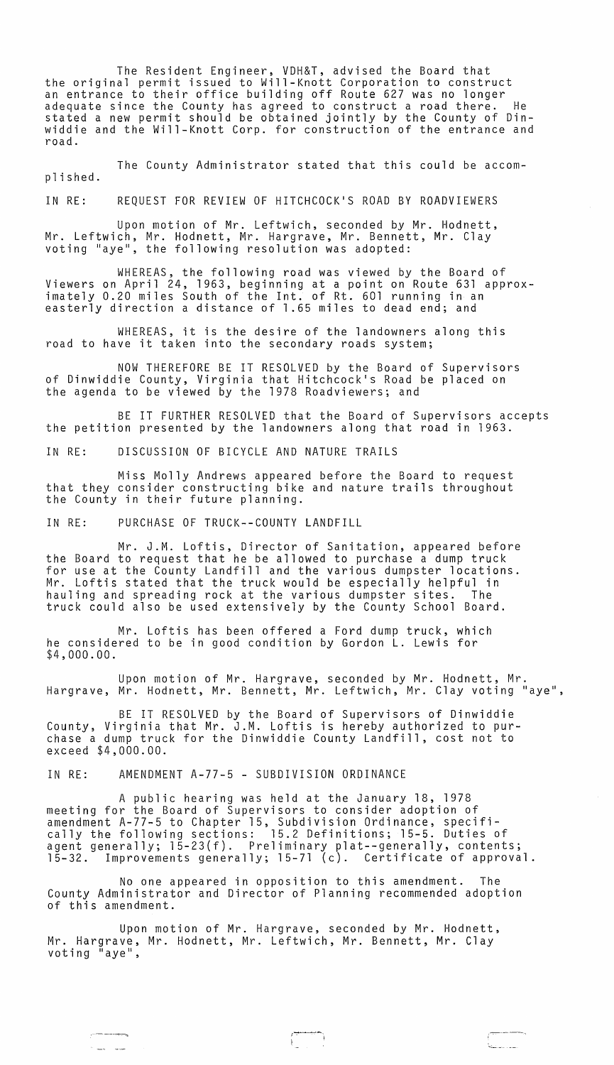The Resident Engineer, VDH&T, advised the Board that the original permit issued to Will-Knott Corporation to construct an entrance to their office building off Route 627 was no longer adequate since the County has agreed to construct a road there. He stated a new permit should be obtained jointly by the County of Dinwiddie and the Will-Knott Corp. for construction of the entrance and road.

The County Administrator stated that this could be accomplished.

IN RE: REQUEST FOR REVIEW OF HITCHCOCK'S ROAD BY ROADVIEWERS

Upon motion of Mr. Leftwich, seconded by Mr. Hodnett, Mr. Leftwich, Mr. Hodnett, Mr. Hargrave, Mr. Bennett, Mr. Clay voting "aye", the following resolution was adopted:

WHEREAS, the following road was viewed by the Board of Viewers on April 24, 1963, beginning at a point on Route 631 approximately 0.20 miles South of the Int. of Rt. 601 running in an easterly direction a distance of 1.65 miles to dead end; and

WHEREAS, it is the desire of the landowners along this road to have it taken into the secondary roads system;

NOW THEREFORE BE IT RESOLVED by the Board of Supervisors of Dinwiddie County, Virginia that Hitchcock's Road be placed on the agenda to be viewed by the 1978 Roadviewers; and

BE IT FURTHER RESOLVED that the Board of Supervisors accepts the petition presented by the landowners along that road in 1963.

IN RE: DISCUSSION OF BICYCLE AND NATURE TRAILS

Miss Molly Andrews appeared before the Board to request that they consider constructing bike and nature trails throughout the County in their future planning.

IN RE: PURCHASE OF TRUCK--COUNTY LANDFILL

Mr. J.M. Loftis, Director of Sanitation, appeared before the Board to request that he be allowed to purchase a dump truck for use at the County Landfill and the various dumpster locations. Mr. Loftis stated that the truck would be especially helpful in hauling and spreading rock at the various dumpster sites. The truck could also be used extensively by the County School Board.

Mr. Loftis has been offered a Ford dump truck, which he considered to be in good condition by Gordon L. Lewis for $4,000.00.

Upon motion of Mr. Hargrave, seconded by Mr. Hodnett, Mr. Hargrave, Mr. Hodnett, Mr. Bennett, Mr. Leftwich, Mr. Clay voting "aye",

BE IT RESOLVED by the Board of Supervisors of Dinwiddie County, Virginia that Mr. J.M. Loftis is hereby authorized to purchase a dump truck for the Dinwiddie County Landfill, cost not to exceed $4,000.00.

IN RE: AMENDMENT A-77-5 - SUBDIVISION ORDINANCE

A public hearing was held at the January 18, 1978 meeting for the Board of Supervisors to consider adoption of amendment A-77-5 to Chapter 15, Subdivision Ordinance, specifically the following sections: 15.2 Definitions; 15-5. Duties of agent generally; 15-23(f). Preliminary plat--generally, contents; 15-32. Improvements generally; 15-71 (c). Certificate of approval.

No one appeared in opposition to this amendment. The County Administrator and Director of Planning recommended adoption of this amendment.

Upon motion of Mr. Hargrave, seconded by Mr. Hodnett, Mr. Hargrave, Mr. Hodnett, Mr. Leftwich, Mr. Bennett, Mr. Clay voting "aye",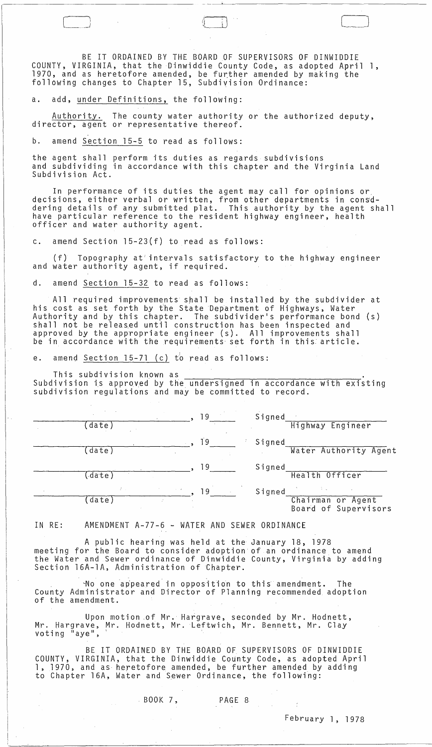BE IT ORDAINED BY THE BOARD OF SUPERVISORS OF DINWIDDIE COUNTY, VIRGINIA, that the Dinwiddie County Code, as adopted April 1, 1970, and as heretofore amended, be further amended by making the following changes to Chapter 15, Subdivision Ordinance:

a. add, under Definitions, the following:

Authority. The county water authority or the authorized deputy, director, agent or representative thereof.

b. amend Section 15-5 to read as follows:

the agent shall perform its duties as regards subdivisions and subdividing in accordance with this chapter and the Virginia Land Subdivision Act.

In performance of its duties the agent may call for opinions or decisions, either verbal or written, from other departments in considering details of any submitted plat. This authority by the agent shall have particular reference to the resident highway engineer, health officer and water authority agent.

c. amend Section 15-23(f) to read as follows:

(f) Topography at intervals satisfactory to the highway engineer and water authority agent, if required.

d. amend Section 15-32 to read as follows:

All required improvements shall be installed by the subdivider at his cost as set forth by the State Department of Highways, Water Authority and by this chapter. The subdivider's performance bond (s) shall not be released until construction has been inspected and approved by the appropriate engineer (s). All improvements shall be in accordance with the requirements set forth in this article.

e. amend Section 15-71 (c) to read as follows:

This subdivision known as ______________________________. Subdivision is approved by the undersigned in accordance with existing subdivision regulations and may be committed to record.

| | | |
|---|---|---|
| ______________, 19____ (date) | Signed ______________ | Highway Engineer |
| ______________, 19____ (date) | Signed ______________ | Water Authority Agent |
| ______________, 19____ (date) | Signed ______________ | Health Officer |
| ______________, 19____ (date) | Signed ______________ | Chairman or Agent Board of Supervisors |

IN RE: AMENDMENT A-77-6 - WATER AND SEWER ORDINANCE

A public hearing was held at the January 18, 1978 meeting for the Board to consider adoption of an ordinance to amend the Water and Sewer ordinance of Dinwiddie County, Virginia by adding Section 16A-1A, Administration of Chapter.

No one appeared in opposition to this amendment. The County Administrator and Director of Planning recommended adoption of the amendment.

Upon motion of Mr. Hargrave, seconded by Mr. Hodnett, Mr. Hargrave, Mr. Hodnett, Mr. Leftwich, Mr. Bennett, Mr. Clay voting "aye",

BE IT ORDAINED BY THE BOARD OF SUPERVISORS OF DINWIDDIE COUNTY, VIRGINIA, that the Dinwiddie County Code, as adopted April 1, 1970, and as heretofore amended, be further amended by adding to Chapter 16A, Water and Sewer Ordinance, the following:

BOOK 7, PAGE 8

February 1, 1978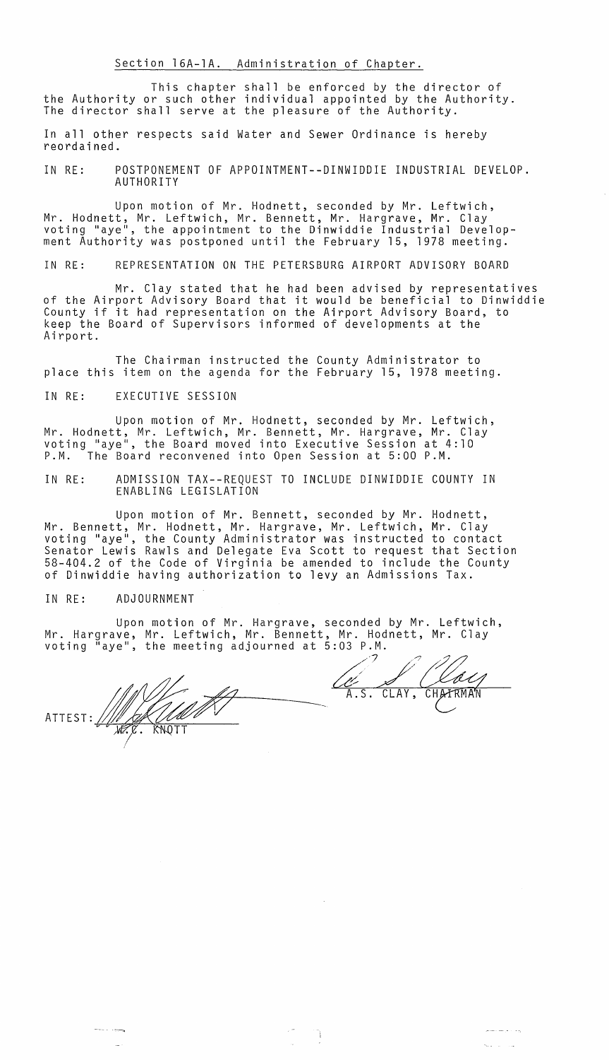Section 16A-1A. Administration of Chapter.

This chapter shall be enforced by the director of the Authority or such other individual appointed by the Authority. The director shall serve at the pleasure of the Authority.

In all other respects said Water and Sewer Ordinance is hereby reordained.

IN RE: POSTPONEMENT OF APPOINTMENT--DINWIDDIE INDUSTRIAL DEVELOP. AUTHORITY

Upon motion of Mr. Hodnett, seconded by Mr. Leftwich, Mr. Hodnett, Mr. Leftwich, Mr. Bennett, Mr. Hargrave, Mr. Clay voting "aye", the appointment to the Dinwiddie Industrial Development Authority was postponed until the February 15, 1978 meeting.

IN RE: REPRESENTATION ON THE PETERSBURG AIRPORT ADVISORY BOARD

Mr. Clay stated that he had been advised by representatives of the Airport Advisory Board that it would be beneficial to Dinwiddie County if it had representation on the Airport Advisory Board, to keep the Board of Supervisors informed of developments at the Airport.

The Chairman instructed the County Administrator to place this item on the agenda for the February 15, 1978 meeting.

IN RE: EXECUTIVE SESSION

Upon motion of Mr. Hodnett, seconded by Mr. Leftwich, Mr. Hodnett, Mr. Leftwich, Mr. Bennett, Mr. Hargrave, Mr. Clay voting "aye", the Board moved into Executive Session at 4:10 P.M. The Board reconvened into Open Session at 5:00 P.M.

IN RE: ADMISSION TAX--REQUEST TO INCLUDE DINWIDDIE COUNTY IN ENABLING LEGISLATION

Upon motion of Mr. Bennett, seconded by Mr. Hodnett, Mr. Bennett, Mr. Hodnett, Mr. Hargrave, Mr. Leftwich, Mr. Clay voting "aye", the County Administrator was instructed to contact Senator Lewis Rawls and Delegate Eva Scott to request that Section 58-404.2 of the Code of Virginia be amended to include the County of Dinwiddie having authorization to levy an Admissions Tax.

IN RE: ADJOURNMENT

Upon motion of Mr. Hargrave, seconded by Mr. Leftwich, Mr. Hargrave, Mr. Leftwich, Mr. Bennett, Mr. Hodnett, Mr. Clay voting "aye", the meeting adjourned at 5:03 P.M.

A.S. CLAY, CHAIRMAN

ATTEST: W.C. KNOTT